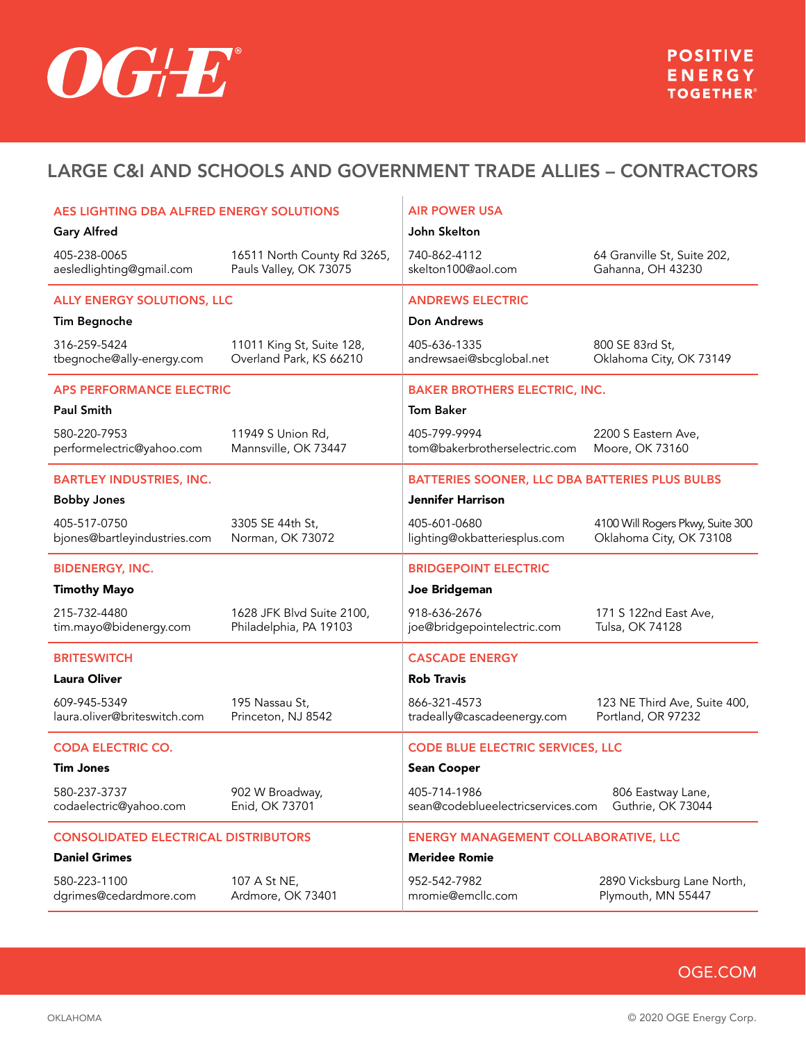# LARGE C&I AND SCHOOLS AND GOVERNMENT TRADE ALLIES – CONTRACTORS

### AES LIGHTING DBA ALFRED ENERGY SOLUTIONS

**Gary Alfred**

405-238-0065
aesledlighting@gmail.com

16511 North County Rd 3265,
Pauls Valley, OK 73075

### AIR POWER USA

**John Skelton**

740-862-4112
skelton100@aol.com

64 Granville St, Suite 202,
Gahanna, OH 43230

### ALLY ENERGY SOLUTIONS, LLC

**Tim Begnoche**

316-259-5424
tbegnoche@ally-energy.com

11011 King St, Suite 128,
Overland Park, KS 66210

### ANDREWS ELECTRIC

**Don Andrews**

405-636-1335
andrewsaei@sbcglobal.net

800 SE 83rd St,
Oklahoma City, OK 73149

### APS PERFORMANCE ELECTRIC

**Paul Smith**

580-220-7953
performelectric@yahoo.com

11949 S Union Rd,
Mannsville, OK 73447

### BAKER BROTHERS ELECTRIC, INC.

**Tom Baker**

405-799-9994
tom@bakerbrotherselectric.com

2200 S Eastern Ave,
Moore, OK 73160

### BARTLEY INDUSTRIES, INC.

**Bobby Jones**

405-517-0750
bjones@bartleyindustries.com

3305 SE 44th St,
Norman, OK 73072

### BATTERIES SOONER, LLC DBA BATTERIES PLUS BULBS

**Jennifer Harrison**

405-601-0680
lighting@okbatteriesplus.com

4100 Will Rogers Pkwy, Suite 300
Oklahoma City, OK 73108

### BIDENERGY, INC.

**Timothy Mayo**

215-732-4480
tim.mayo@bidenergy.com

1628 JFK Blvd Suite 2100,
Philadelphia, PA 19103

### BRIDGEPOINT ELECTRIC

**Joe Bridgeman**

918-636-2676
joe@bridgepointelectric.com

171 S 122nd East Ave,
Tulsa, OK 74128

### BRITESWITCH

**Laura Oliver**

609-945-5349
laura.oliver@briteswitch.com

195 Nassau St,
Princeton, NJ 8542

### CASCADE ENERGY

**Rob Travis**

866-321-4573
tradeally@cascadeenergy.com

123 NE Third Ave, Suite 400,
Portland, OR 97232

### CODA ELECTRIC CO.

**Tim Jones**

580-237-3737
codaelectric@yahoo.com

902 W Broadway,
Enid, OK 73701

### CODE BLUE ELECTRIC SERVICES, LLC

**Sean Cooper**

405-714-1986
sean@codeblueelectricservices.com

806 Eastway Lane,
Guthrie, OK 73044

### CONSOLIDATED ELECTRICAL DISTRIBUTORS

**Daniel Grimes**

580-223-1100
dgrimes@cedardmore.com

107 A St NE,
Ardmore, OK 73401

### ENERGY MANAGEMENT COLLABORATIVE, LLC

**Meridee Romie**

952-542-7982
mromie@emcllc.com

2890 Vicksburg Lane North,
Plymouth, MN 55447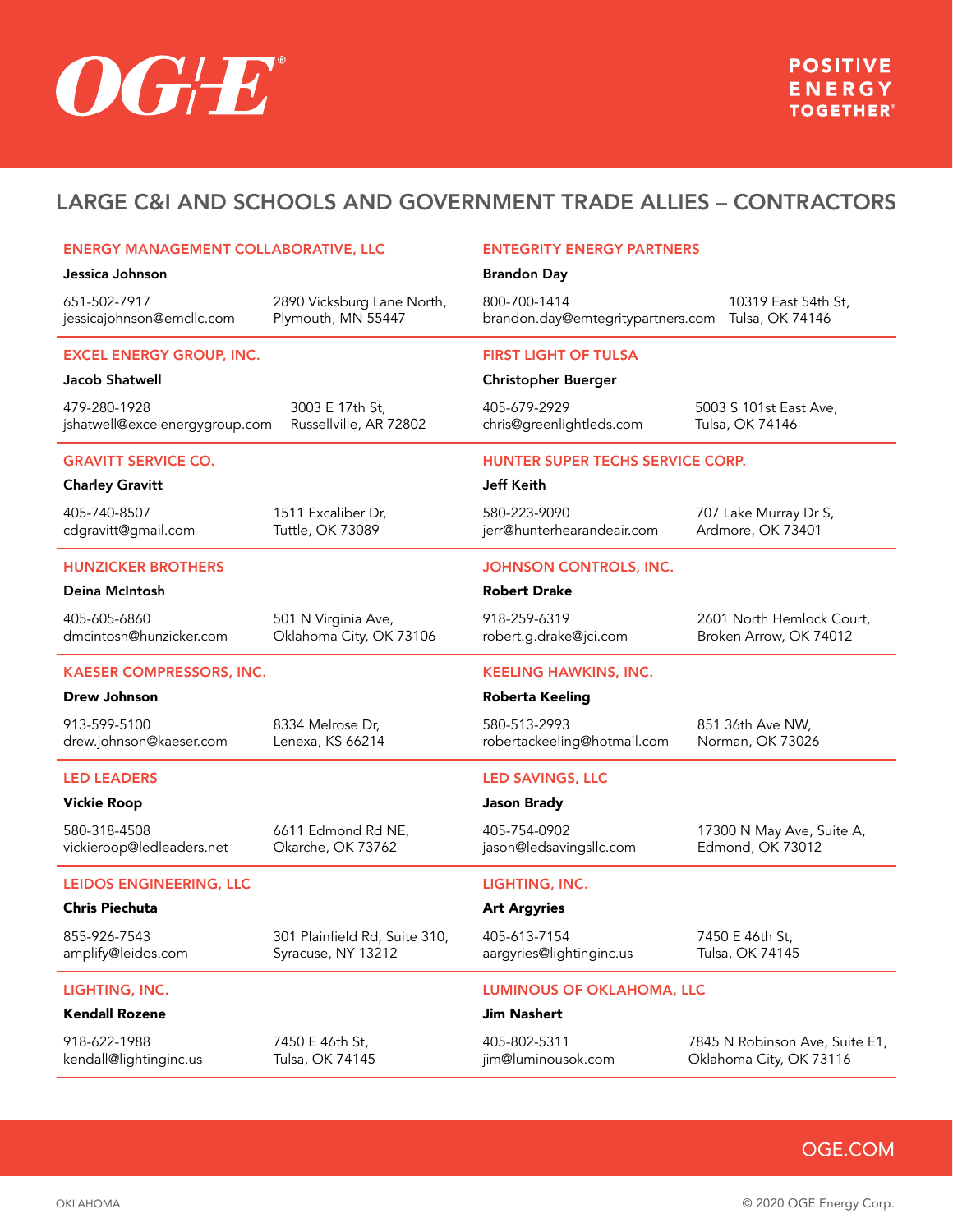## LARGE C&I AND SCHOOLS AND GOVERNMENT TRADE ALLIES – CONTRACTORS

### ENERGY MANAGEMENT COLLABORATIVE, LLC

**Jessica Johnson**

651-502-7917
jessicajohnson@emcllc.com

2890 Vicksburg Lane North,
Plymouth, MN 55447

### ENTEGRITY ENERGY PARTNERS

**Brandon Day**

800-700-1414
brandon.day@emtegritypartners.com

10319 East 54th St,
Tulsa, OK 74146

### EXCEL ENERGY GROUP, INC.

**Jacob Shatwell**

479-280-1928
jshatwell@excelenergygroup.com

3003 E 17th St,
Russellville, AR 72802

### FIRST LIGHT OF TULSA

**Christopher Buerger**

405-679-2929
chris@greenlightleds.com

5003 S 101st East Ave,
Tulsa, OK 74146

### GRAVITT SERVICE CO.

**Charley Gravitt**

405-740-8507
cdgravitt@gmail.com

1511 Excaliber Dr,
Tuttle, OK 73089

### HUNTER SUPER TECHS SERVICE CORP.

**Jeff Keith**

580-223-9090
jerr@hunterhearandeair.com

707 Lake Murray Dr S,
Ardmore, OK 73401

### HUNZICKER BROTHERS

**Deina McIntosh**

405-605-6860
dmcintosh@hunzicker.com

501 N Virginia Ave,
Oklahoma City, OK 73106

### JOHNSON CONTROLS, INC.

**Robert Drake**

918-259-6319
robert.g.drake@jci.com

2601 North Hemlock Court,
Broken Arrow, OK 74012

### KAESER COMPRESSORS, INC.

**Drew Johnson**

913-599-5100
drew.johnson@kaeser.com

8334 Melrose Dr,
Lenexa, KS 66214

### KEELING HAWKINS, INC.

**Roberta Keeling**

580-513-2993
robertackeeling@hotmail.com

851 36th Ave NW,
Norman, OK 73026

### LED LEADERS

**Vickie Roop**

580-318-4508
vickieroop@ledleaders.net

6611 Edmond Rd NE,
Okarche, OK 73762

### LED SAVINGS, LLC

**Jason Brady**

405-754-0902
jason@ledsavingsllc.com

17300 N May Ave, Suite A,
Edmond, OK 73012

### LEIDOS ENGINEERING, LLC

**Chris Piechuta**

855-926-7543
amplify@leidos.com

301 Plainfield Rd, Suite 310,
Syracuse, NY 13212

### LIGHTING, INC.

**Art Argyries**

405-613-7154
aargyries@lightinginc.us

7450 E 46th St,
Tulsa, OK 74145

### LIGHTING, INC.

**Kendall Rozene**

918-622-1988
kendall@lightinginc.us

7450 E 46th St,
Tulsa, OK 74145

### LUMINOUS OF OKLAHOMA, LLC

**Jim Nashert**

405-802-5311
jim@luminousok.com

7845 N Robinson Ave, Suite E1,
Oklahoma City, OK 73116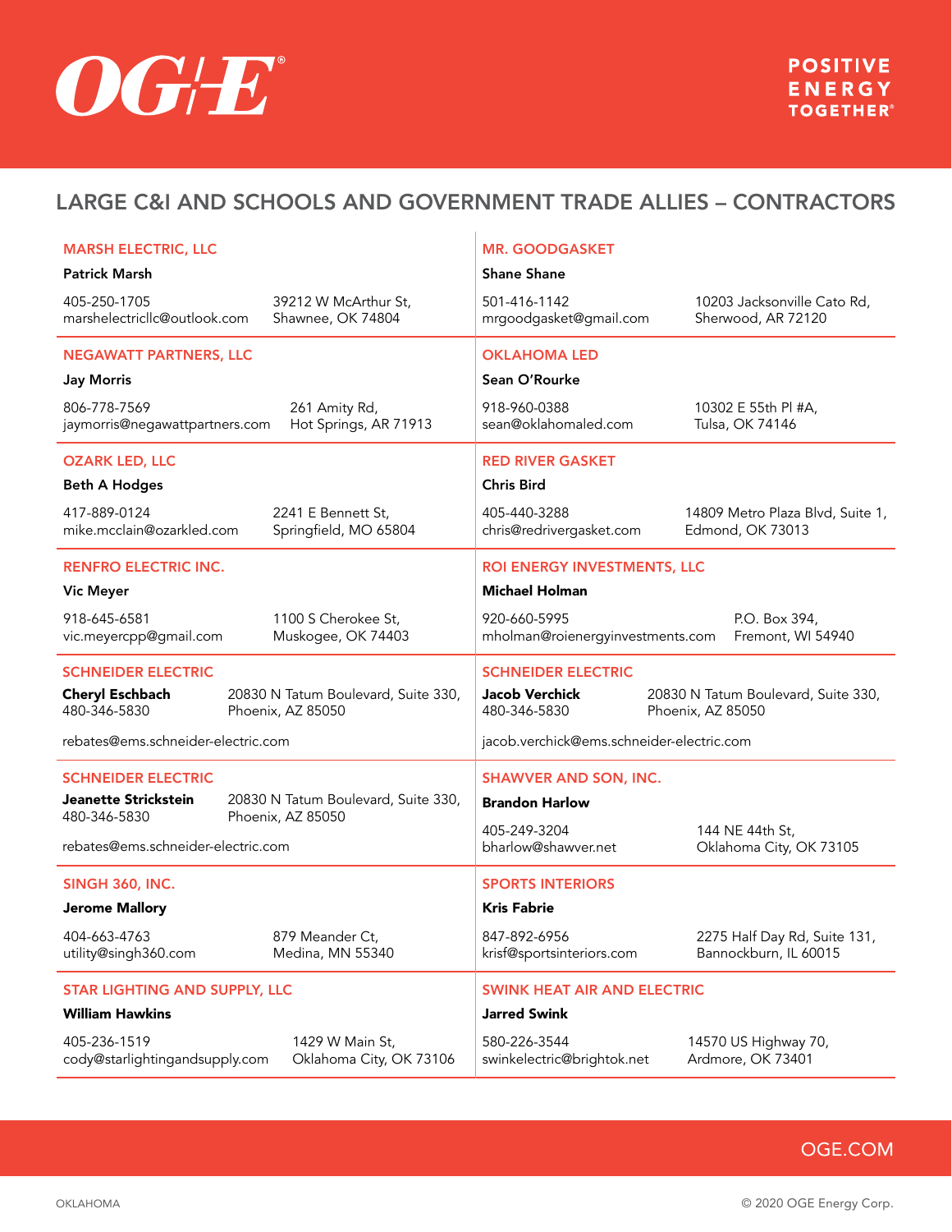## LARGE C&I AND SCHOOLS AND GOVERNMENT TRADE ALLIES – CONTRACTORS

### MARSH ELECTRIC, LLC
**Patrick Marsh**

405-250-1705
marshelectricllc@outlook.com

39212 W McArthur St,
Shawnee, OK 74804

### NEGAWATT PARTNERS, LLC
**Jay Morris**

806-778-7569
jaymorris@negawattpartners.com

261 Amity Rd,
Hot Springs, AR 71913

### OZARK LED, LLC
**Beth A Hodges**

417-889-0124
mike.mcclain@ozarkled.com

2241 E Bennett St,
Springfield, MO 65804

### RENFRO ELECTRIC INC.
**Vic Meyer**

918-645-6581
vic.meyercpp@gmail.com

1100 S Cherokee St,
Muskogee, OK 74403

### SCHNEIDER ELECTRIC
**Cheryl Eschbach**
480-346-5830

20830 N Tatum Boulevard, Suite 330,
Phoenix, AZ 85050

rebates@ems.schneider-electric.com

### SCHNEIDER ELECTRIC
**Jeanette Strickstein**
480-346-5830

20830 N Tatum Boulevard, Suite 330,
Phoenix, AZ 85050

rebates@ems.schneider-electric.com

### SINGH 360, INC.
**Jerome Mallory**

404-663-4763
utility@singh360.com

879 Meander Ct,
Medina, MN 55340

### STAR LIGHTING AND SUPPLY, LLC
**William Hawkins**

405-236-1519
cody@starlightingandsupply.com

1429 W Main St,
Oklahoma City, OK 73106

### MR. GOODGASKET
**Shane Shane**

501-416-1142
mrgoodgasket@gmail.com

10203 Jacksonville Cato Rd,
Sherwood, AR 72120

### OKLAHOMA LED
**Sean O'Rourke**

918-960-0388
sean@oklahomaled.com

10302 E 55th Pl #A,
Tulsa, OK 74146

### RED RIVER GASKET
**Chris Bird**

405-440-3288
chris@redrivergasket.com

14809 Metro Plaza Blvd, Suite 1,
Edmond, OK 73013

### ROI ENERGY INVESTMENTS, LLC
**Michael Holman**

920-660-5995
mholman@roienergyinvestments.com

P.O. Box 394,
Fremont, WI 54940

### SCHNEIDER ELECTRIC
**Jacob Verchick**
480-346-5830

20830 N Tatum Boulevard, Suite 330,
Phoenix, AZ 85050

jacob.verchick@ems.schneider-electric.com

### SHAWVER AND SON, INC.
**Brandon Harlow**

405-249-3204
bharlow@shawver.net

144 NE 44th St,
Oklahoma City, OK 73105

### SPORTS INTERIORS
**Kris Fabrie**

847-892-6956
krisf@sportsinteriors.com

2275 Half Day Rd, Suite 131,
Bannockburn, IL 60015

### SWINK HEAT AIR AND ELECTRIC
**Jarred Swink**

580-226-3544
swinkelectric@brightok.net

14570 US Highway 70,
Ardmore, OK 73401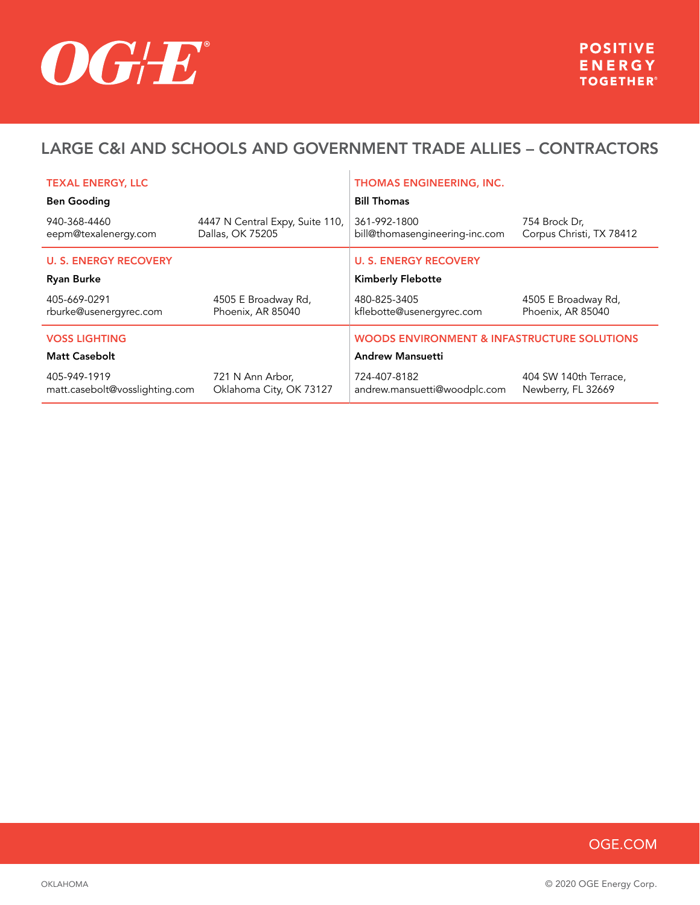## LARGE C&I AND SCHOOLS AND GOVERNMENT TRADE ALLIES – CONTRACTORS

**TEXAL ENERGY, LLC**

**Ben Gooding**

940-368-4460
eepm@texalenergy.com

4447 N Central Expy, Suite 110,
Dallas, OK 75205

**THOMAS ENGINEERING, INC.**

**Bill Thomas**

361-992-1800
bill@thomasengineering-inc.com

754 Brock Dr,
Corpus Christi, TX 78412

**U. S. ENERGY RECOVERY**

**Ryan Burke**

405-669-0291
rburke@usenergyrec.com

4505 E Broadway Rd,
Phoenix, AR 85040

**U. S. ENERGY RECOVERY**

**Kimberly Flebotte**

480-825-3405
kflebotte@usenergyrec.com

4505 E Broadway Rd,
Phoenix, AR 85040

**VOSS LIGHTING**

**Matt Casebolt**

405-949-1919
matt.casebolt@vosslighting.com

721 N Ann Arbor,
Oklahoma City, OK 73127

**WOODS ENVIRONMENT & INFASTRUCTURE SOLUTIONS**

**Andrew Mansuetti**

724-407-8182
andrew.mansuetti@woodplc.com

404 SW 140th Terrace,
Newberry, FL 32669